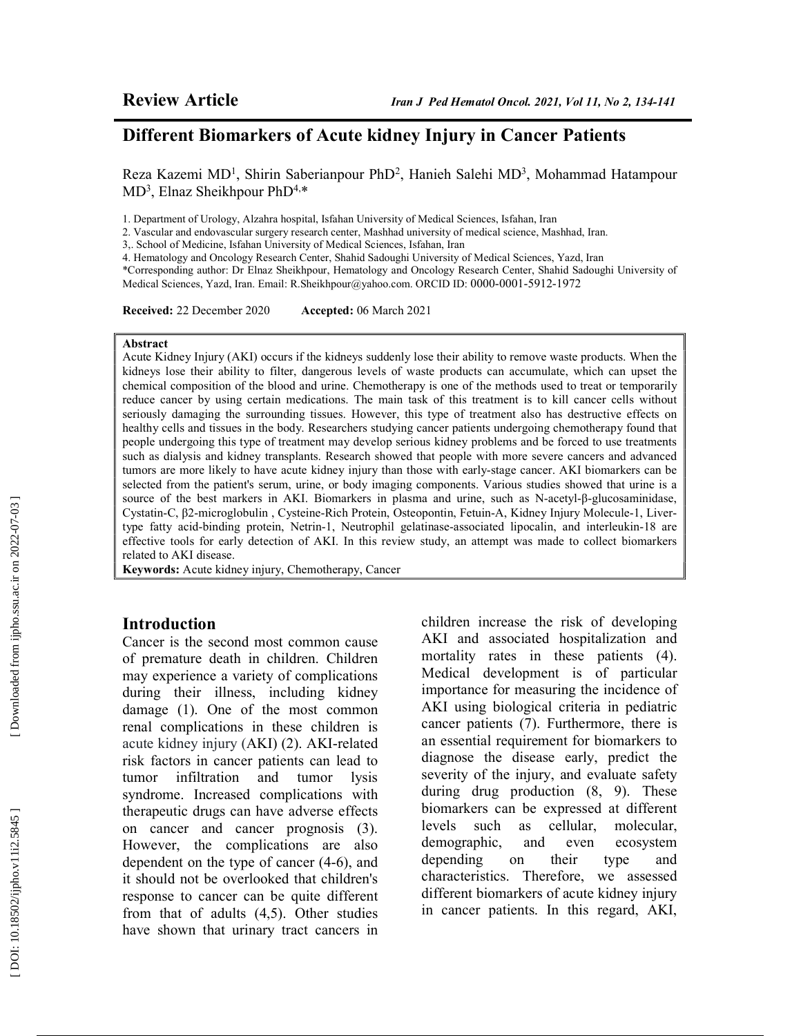**Review Article**

# Different Biomarkers of Acute kidney Injury in Cancer Patients

Reza Kazemi MD[1], Shirin Saberianpour PhD[2], Hanieh Salehi MD[3], Mohammad Hatampour MD[3], Elnaz Sheikhpour PhD[4,*]

1. Department of Urology, Alzahra hospital, Isfahan University of Medical Sciences, Isfahan, Iran
2. Vascular and endovascular surgery research center, Mashhad university of medical science, Mashhad, Iran.
3,. School of Medicine, Isfahan University of Medical Sciences, Isfahan, Iran
4. Hematology and Oncology Research Center, Shahid Sadoughi University of Medical Sciences, Yazd, Iran

*Corresponding author: Dr Elnaz Sheikhpour, Hematology and Oncology Research Center, Shahid Sadoughi University of Medical Sciences, Yazd, Iran. Email: R.Sheikhpour@yahoo.com. ORCID ID: 0000-0001-5912-1972

**Received:** 22 December 2020 **Accepted:** 06 March 2021

**Abstract**

Acute Kidney Injury (AKI) occurs if the kidneys suddenly lose their ability to remove waste products. When the kidneys lose their ability to filter, dangerous levels of waste products can accumulate, which can upset the chemical composition of the blood and urine. Chemotherapy is one of the methods used to treat or temporarily reduce cancer by using certain medications. The main task of this treatment is to kill cancer cells without seriously damaging the surrounding tissues. However, this type of treatment also has destructive effects on healthy cells and tissues in the body. Researchers studying cancer patients undergoing chemotherapy found that people undergoing this type of treatment may develop serious kidney problems and be forced to use treatments such as dialysis and kidney transplants. Research showed that people with more severe cancers and advanced tumors are more likely to have acute kidney injury than those with early-stage cancer. AKI biomarkers can be selected from the patient's serum, urine, or body imaging components. Various studies showed that urine is a source of the best markers in AKI. Biomarkers in plasma and urine, such as N-acetyl-β-glucosaminidase, Cystatin-C, β2-microglobulin , Cysteine-Rich Protein, Osteopontin, Fetuin-A, Kidney Injury Molecule-1, Liver-type fatty acid-binding protein, Netrin-1, Neutrophil gelatinase-associated lipocalin, and interleukin-18 are effective tools for early detection of AKI. In this review study, an attempt was made to collect biomarkers related to AKI disease.

**Keywords:** Acute kidney injury, Chemotherapy, Cancer

## Introduction

Cancer is the second most common cause of premature death in children. Children may experience a variety of complications during their illness, including kidney damage (1). One of the most common renal complications in these children is acute kidney injury (AKI) (2). AKI-related risk factors in cancer patients can lead to tumor infiltration and tumor lysis syndrome. Increased complications with therapeutic drugs can have adverse effects on cancer and cancer prognosis (3). However, the complications are also dependent on the type of cancer (4-6), and it should not be overlooked that children's response to cancer can be quite different from that of adults (4,5). Other studies have shown that urinary tract cancers in children increase the risk of developing AKI and associated hospitalization and mortality rates in these patients (4). Medical development is of particular importance for measuring the incidence of AKI using biological criteria in pediatric cancer patients (7). Furthermore, there is an essential requirement for biomarkers to diagnose the disease early, predict the severity of the injury, and evaluate safety during drug production (8, 9). These biomarkers can be expressed at different levels such as cellular, molecular, demographic, and even ecosystem depending on their type and characteristics. Therefore, we assessed different biomarkers of acute kidney injury in cancer patients. In this regard, AKI,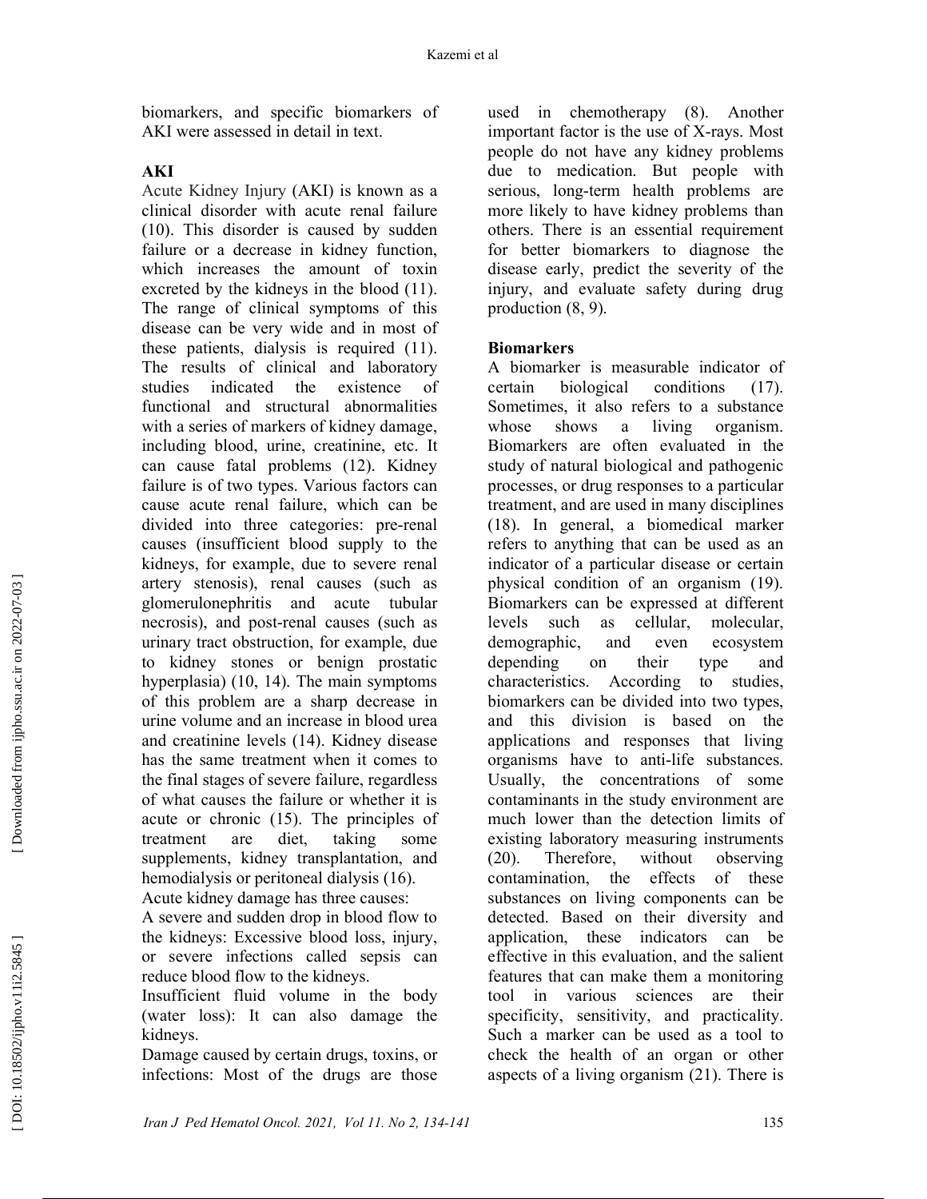biomarkers, and specific biomarkers of AKI were assessed in detail in text.

## AKI

Acute Kidney Injury (AKI) is known as a clinical disorder with acute renal failure (10). This disorder is caused by sudden failure or a decrease in kidney function, which increases the amount of toxin excreted by the kidneys in the blood (11). The range of clinical symptoms of this disease can be very wide and in most of these patients, dialysis is required (11). The results of clinical and laboratory studies indicated the existence of functional and structural abnormalities with a series of markers of kidney damage, including blood, urine, creatinine, etc. It can cause fatal problems (12). Kidney failure is of two types. Various factors can cause acute renal failure, which can be divided into three categories: pre-renal causes (insufficient blood supply to the kidneys, for example, due to severe renal artery stenosis), renal causes (such as glomerulonephritis and acute tubular necrosis), and post-renal causes (such as urinary tract obstruction, for example, due to kidney stones or benign prostatic hyperplasia) (10, 14). The main symptoms of this problem are a sharp decrease in urine volume and an increase in blood urea and creatinine levels (14). Kidney disease has the same treatment when it comes to the final stages of severe failure, regardless of what causes the failure or whether it is acute or chronic (15). The principles of treatment are diet, taking some supplements, kidney transplantation, and hemodialysis or peritoneal dialysis (16).

Acute kidney damage has three causes:

A severe and sudden drop in blood flow to the kidneys: Excessive blood loss, injury, or severe infections called sepsis can reduce blood flow to the kidneys.

Insufficient fluid volume in the body (water loss): It can also damage the kidneys.

Damage caused by certain drugs, toxins, or infections: Most of the drugs are those used in chemotherapy (8). Another important factor is the use of X-rays. Most people do not have any kidney problems due to medication. But people with serious, long-term health problems are more likely to have kidney problems than others. There is an essential requirement for better biomarkers to diagnose the disease early, predict the severity of the injury, and evaluate safety during drug production (8, 9).

## Biomarkers

A biomarker is measurable indicator of certain biological conditions (17). Sometimes, it also refers to a substance whose shows a living organism. Biomarkers are often evaluated in the study of natural biological and pathogenic processes, or drug responses to a particular treatment, and are used in many disciplines (18). In general, a biomedical marker refers to anything that can be used as an indicator of a particular disease or certain physical condition of an organism (19). Biomarkers can be expressed at different levels such as cellular, molecular, demographic, and even ecosystem depending on their type and characteristics. According to studies, biomarkers can be divided into two types, and this division is based on the applications and responses that living organisms have to anti-life substances. Usually, the concentrations of some contaminants in the study environment are much lower than the detection limits of existing laboratory measuring instruments (20). Therefore, without observing contamination, the effects of these substances on living components can be detected. Based on their diversity and application, these indicators can be effective in this evaluation, and the salient features that can make them a monitoring tool in various sciences are their specificity, sensitivity, and practicality. Such a marker can be used as a tool to check the health of an organ or other aspects of a living organism (21). There is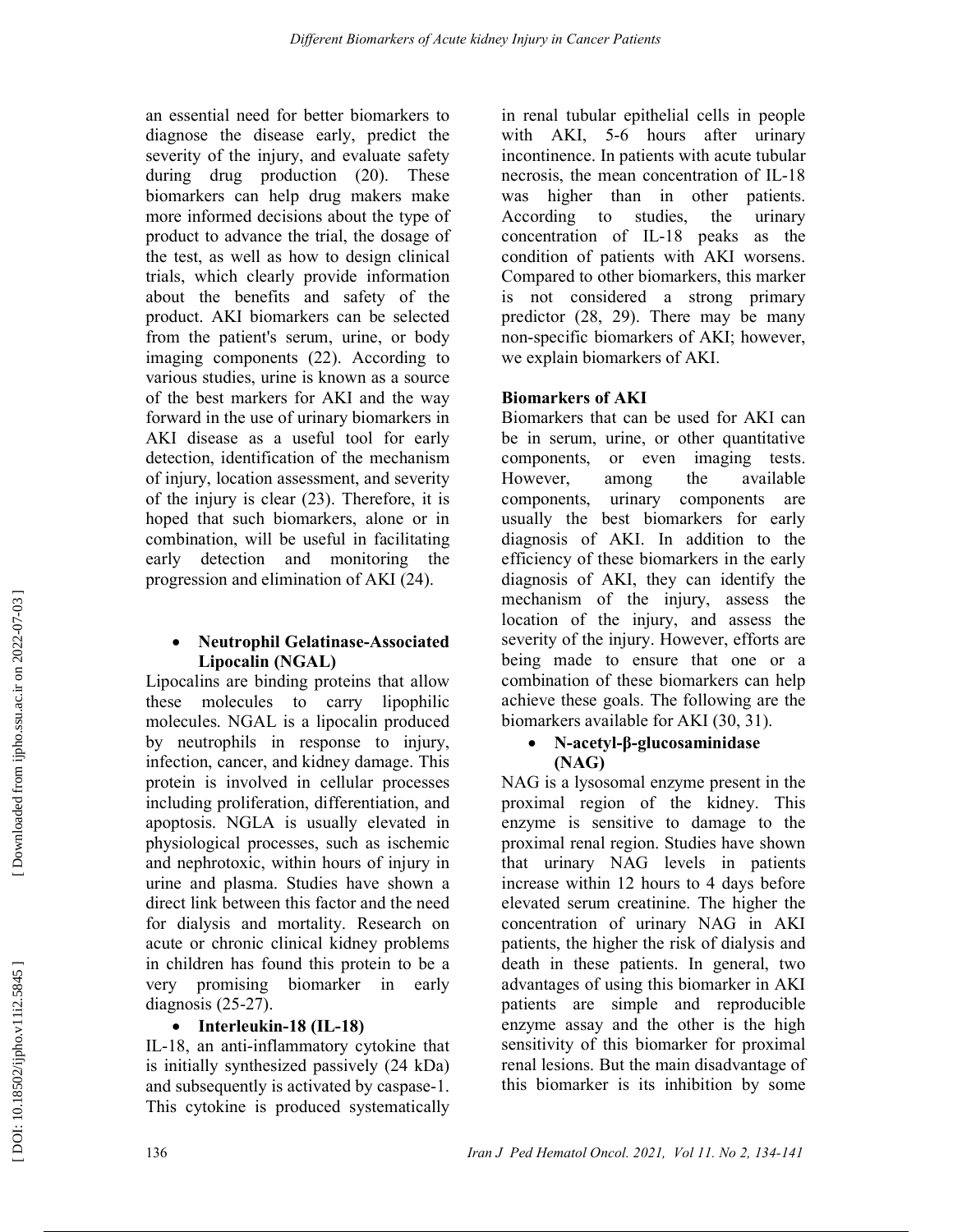an essential need for better biomarkers to diagnose the disease early, predict the severity of the injury, and evaluate safety during drug production (20). These biomarkers can help drug makers make more informed decisions about the type of product to advance the trial, the dosage of the test, as well as how to design clinical trials, which clearly provide information about the benefits and safety of the product. AKI biomarkers can be selected from the patient's serum, urine, or body imaging components (22). According to various studies, urine is known as a source of the best markers for AKI and the way forward in the use of urinary biomarkers in AKI disease as a useful tool for early detection, identification of the mechanism of injury, location assessment, and severity of the injury is clear (23). Therefore, it is hoped that such biomarkers, alone or in combination, will be useful in facilitating early detection and monitoring the progression and elimination of AKI (24).

- **Neutrophil Gelatinase-Associated Lipocalin (NGAL)**

Lipocalins are binding proteins that allow these molecules to carry lipophilic molecules. NGAL is a lipocalin produced by neutrophils in response to injury, infection, cancer, and kidney damage. This protein is involved in cellular processes including proliferation, differentiation, and apoptosis. NGLA is usually elevated in physiological processes, such as ischemic and nephrotoxic, within hours of injury in urine and plasma. Studies have shown a direct link between this factor and the need for dialysis and mortality. Research on acute or chronic clinical kidney problems in children has found this protein to be a very promising biomarker in early diagnosis (25-27).

- **Interleukin-18 (IL-18)**

IL-18, an anti-inflammatory cytokine that is initially synthesized passively (24 kDa) and subsequently is activated by caspase-1. This cytokine is produced systematically in renal tubular epithelial cells in people with AKI, 5-6 hours after urinary incontinence. In patients with acute tubular necrosis, the mean concentration of IL-18 was higher than in other patients. According to studies, the urinary concentration of IL-18 peaks as the condition of patients with AKI worsens. Compared to other biomarkers, this marker is not considered a strong primary predictor (28, 29). There may be many non-specific biomarkers of AKI; however, we explain biomarkers of AKI.

**Biomarkers of AKI**

Biomarkers that can be used for AKI can be in serum, urine, or other quantitative components, or even imaging tests. However, among the available components, urinary components are usually the best biomarkers for early diagnosis of AKI. In addition to the efficiency of these biomarkers in the early diagnosis of AKI, they can identify the mechanism of the injury, assess the location of the injury, and assess the severity of the injury. However, efforts are being made to ensure that one or a combination of these biomarkers can help achieve these goals. The following are the biomarkers available for AKI (30, 31).

- **N-acetyl-β-glucosaminidase (NAG)**

NAG is a lysosomal enzyme present in the proximal region of the kidney. This enzyme is sensitive to damage to the proximal renal region. Studies have shown that urinary NAG levels in patients increase within 12 hours to 4 days before elevated serum creatinine. The higher the concentration of urinary NAG in AKI patients, the higher the risk of dialysis and death in these patients. In general, two advantages of using this biomarker in AKI patients are simple and reproducible enzyme assay and the other is the high sensitivity of this biomarker for proximal renal lesions. But the main disadvantage of this biomarker is its inhibition by some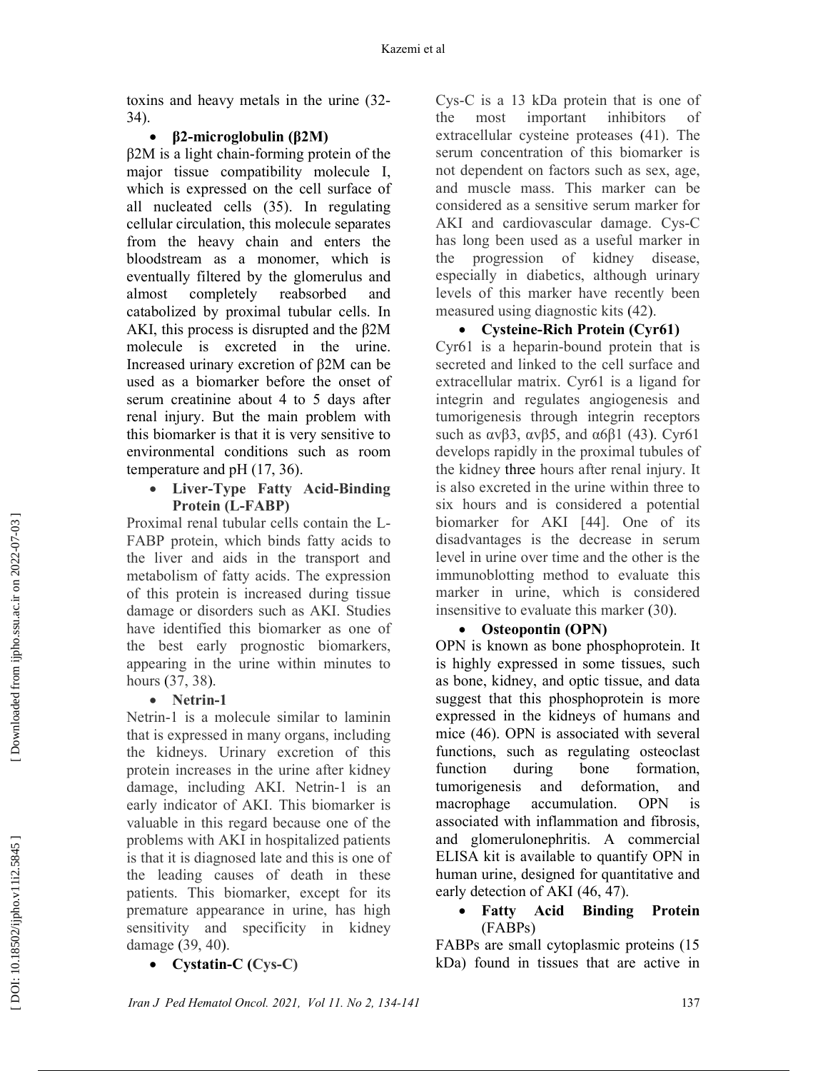toxins and heavy metals in the urine (32-34).

- **β2-microglobulin (β2M)**

β2M is a light chain-forming protein of the major tissue compatibility molecule I, which is expressed on the cell surface of all nucleated cells (35). In regulating cellular circulation, this molecule separates from the heavy chain and enters the bloodstream as a monomer, which is eventually filtered by the glomerulus and almost completely reabsorbed and catabolized by proximal tubular cells. In AKI, this process is disrupted and the β2M molecule is excreted in the urine. Increased urinary excretion of β2M can be used as a biomarker before the onset of serum creatinine about 4 to 5 days after renal injury. But the main problem with this biomarker is that it is very sensitive to environmental conditions such as room temperature and pH (17, 36).

- **Liver-Type Fatty Acid-Binding Protein (L-FABP)**

Proximal renal tubular cells contain the L-FABP protein, which binds fatty acids to the liver and aids in the transport and metabolism of fatty acids. The expression of this protein is increased during tissue damage or disorders such as AKI. Studies have identified this biomarker as one of the best early prognostic biomarkers, appearing in the urine within minutes to hours (37, 38).

- **Netrin-1**

Netrin-1 is a molecule similar to laminin that is expressed in many organs, including the kidneys. Urinary excretion of this protein increases in the urine after kidney damage, including AKI. Netrin-1 is an early indicator of AKI. This biomarker is valuable in this regard because one of the problems with AKI in hospitalized patients is that it is diagnosed late and this is one of the leading causes of death in these patients. This biomarker, except for its premature appearance in urine, has high sensitivity and specificity in kidney damage (39, 40).

- **Cystatin-C (Cys-C)**

Cys-C is a 13 kDa protein that is one of the most important inhibitors of extracellular cysteine proteases (41). The serum concentration of this biomarker is not dependent on factors such as sex, age, and muscle mass. This marker can be considered as a sensitive serum marker for AKI and cardiovascular damage. Cys-C has long been used as a useful marker in the progression of kidney disease, especially in diabetics, although urinary levels of this marker have recently been measured using diagnostic kits (42).

- **Cysteine-Rich Protein (Cyr61)**

Cyr61 is a heparin-bound protein that is secreted and linked to the cell surface and extracellular matrix. Cyr61 is a ligand for integrin and regulates angiogenesis and tumorigenesis through integrin receptors such as αvβ3, αvβ5, and α6β1 (43). Cyr61 develops rapidly in the proximal tubules of the kidney three hours after renal injury. It is also excreted in the urine within three to six hours and is considered a potential biomarker for AKI [44]. One of its disadvantages is the decrease in serum level in urine over time and the other is the immunoblotting method to evaluate this marker in urine, which is considered insensitive to evaluate this marker (30).

- **Osteopontin (OPN)**

OPN is known as bone phosphoprotein. It is highly expressed in some tissues, such as bone, kidney, and optic tissue, and data suggest that this phosphoprotein is more expressed in the kidneys of humans and mice (46). OPN is associated with several functions, such as regulating osteoclast function during bone formation, tumorigenesis and deformation, and macrophage accumulation. OPN is associated with inflammation and fibrosis, and glomerulonephritis. A commercial ELISA kit is available to quantify OPN in human urine, designed for quantitative and early detection of AKI (46, 47).

- **Fatty Acid Binding Protein** (FABPs)

FABPs are small cytoplasmic proteins (15 kDa) found in tissues that are active in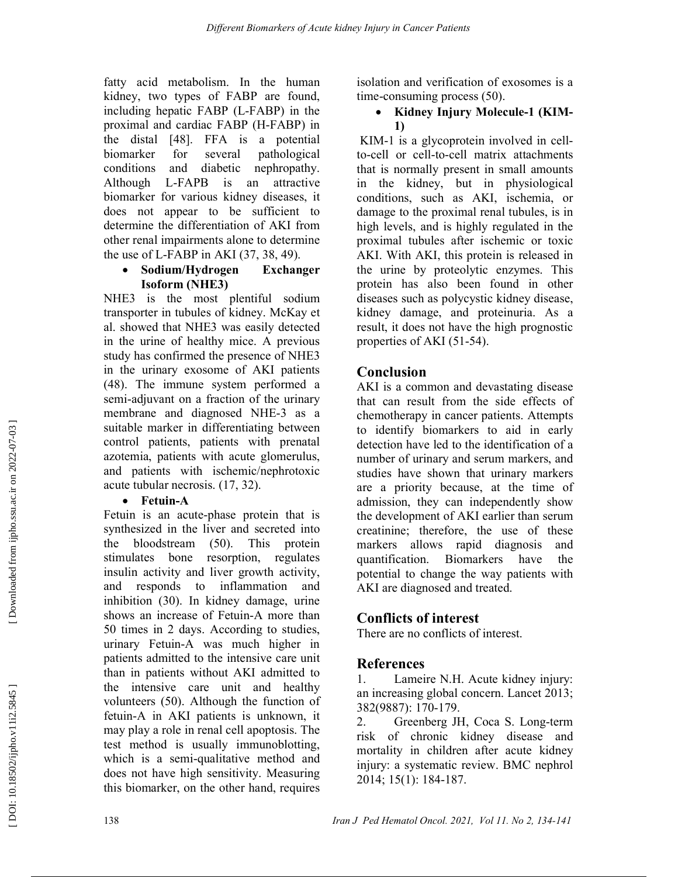fatty acid metabolism. In the human kidney, two types of FABP are found, including hepatic FABP (L-FABP) in the proximal and cardiac FABP (H-FABP) in the distal [48]. FFA is a potential biomarker for several pathological conditions and diabetic nephropathy. Although L-FAPB is an attractive biomarker for various kidney diseases, it does not appear to be sufficient to determine the differentiation of AKI from other renal impairments alone to determine the use of L-FABP in AKI (37, 38, 49).

- **Sodium/Hydrogen Exchanger Isoform (NHE3)**

NHE3 is the most plentiful sodium transporter in tubules of kidney. McKay et al. showed that NHE3 was easily detected in the urine of healthy mice. A previous study has confirmed the presence of NHE3 in the urinary exosome of AKI patients (48). The immune system performed a semi-adjuvant on a fraction of the urinary membrane and diagnosed NHE-3 as a suitable marker in differentiating between control patients, patients with prenatal azotemia, patients with acute glomerulus, and patients with ischemic/nephrotoxic acute tubular necrosis. (17, 32).

- **Fetuin-A**

Fetuin is an acute-phase protein that is synthesized in the liver and secreted into the bloodstream (50). This protein stimulates bone resorption, regulates insulin activity and liver growth activity, and responds to inflammation and inhibition (30). In kidney damage, urine shows an increase of Fetuin-A more than 50 times in 2 days. According to studies, urinary Fetuin-A was much higher in patients admitted to the intensive care unit than in patients without AKI admitted to the intensive care unit and healthy volunteers (50). Although the function of fetuin-A in AKI patients is unknown, it may play a role in renal cell apoptosis. The test method is usually immunoblotting, which is a semi-qualitative method and does not have high sensitivity. Measuring this biomarker, on the other hand, requires isolation and verification of exosomes is a time-consuming process (50).

- **Kidney Injury Molecule-1 (KIM-1)**

KIM-1 is a glycoprotein involved in cell-to-cell or cell-to-cell matrix attachments that is normally present in small amounts in the kidney, but in physiological conditions, such as AKI, ischemia, or damage to the proximal renal tubules, is in high levels, and is highly regulated in the proximal tubules after ischemic or toxic AKI. With AKI, this protein is released in the urine by proteolytic enzymes. This protein has also been found in other diseases such as polycystic kidney disease, kidney damage, and proteinuria. As a result, it does not have the high prognostic properties of AKI (51-54).

## Conclusion

AKI is a common and devastating disease that can result from the side effects of chemotherapy in cancer patients. Attempts to identify biomarkers to aid in early detection have led to the identification of a number of urinary and serum markers, and studies have shown that urinary markers are a priority because, at the time of admission, they can independently show the development of AKI earlier than serum creatinine; therefore, the use of these markers allows rapid diagnosis and quantification. Biomarkers have the potential to change the way patients with AKI are diagnosed and treated.

## Conflicts of interest

There are no conflicts of interest.

## References

1. Lameire N.H. Acute kidney injury: an increasing global concern. Lancet 2013; 382(9887): 170-179.
2. Greenberg JH, Coca S. Long-term risk of chronic kidney disease and mortality in children after acute kidney injury: a systematic review. BMC nephrol 2014; 15(1): 184-187.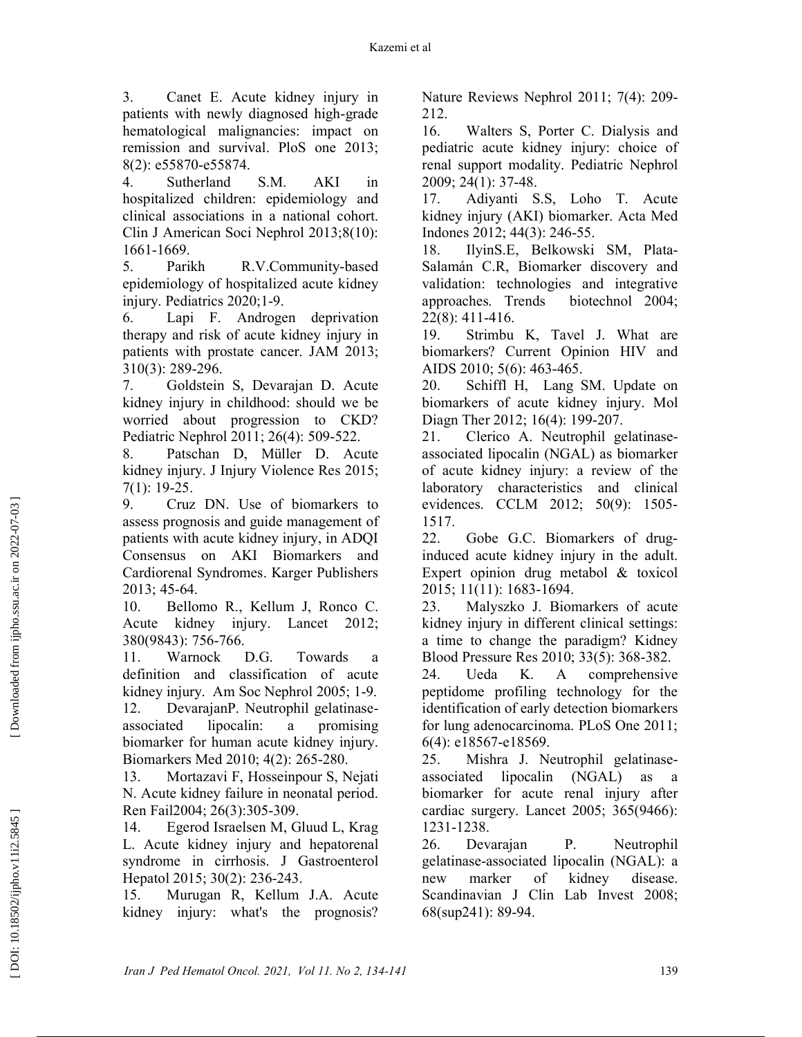3. Canet E. Acute kidney injury in patients with newly diagnosed high-grade hematological malignancies: impact on remission and survival. PloS one 2013; 8(2): e55870-e55874.

4. Sutherland S.M. AKI in hospitalized children: epidemiology and clinical associations in a national cohort. Clin J American Soci Nephrol 2013;8(10): 1661-1669.

5. Parikh R.V.Community-based epidemiology of hospitalized acute kidney injury. Pediatrics 2020;1-9.

6. Lapi F. Androgen deprivation therapy and risk of acute kidney injury in patients with prostate cancer. JAM 2013; 310(3): 289-296.

7. Goldstein S, Devarajan D. Acute kidney injury in childhood: should we be worried about progression to CKD? Pediatric Nephrol 2011; 26(4): 509-522.

8. Patschan D, Müller D. Acute kidney injury. J Injury Violence Res 2015; 7(1): 19-25.

9. Cruz DN. Use of biomarkers to assess prognosis and guide management of patients with acute kidney injury, in ADQI Consensus on AKI Biomarkers and Cardiorenal Syndromes. Karger Publishers 2013; 45-64.

10. Bellomo R., Kellum J, Ronco C. Acute kidney injury. Lancet 2012; 380(9843): 756-766.

11. Warnock D.G. Towards a definition and classification of acute kidney injury. Am Soc Nephrol 2005; 1-9.

12. DevarajanP. Neutrophil gelatinase-associated lipocalin: a promising biomarker for human acute kidney injury. Biomarkers Med 2010; 4(2): 265-280.

13. Mortazavi F, Hosseinpour S, Nejati N. Acute kidney failure in neonatal period. Ren Fail2004; 26(3):305-309.

14. Egerod Israelsen M, Gluud L, Krag L. Acute kidney injury and hepatorenal syndrome in cirrhosis. J Gastroenterol Hepatol 2015; 30(2): 236-243.

15. Murugan R, Kellum J.A. Acute kidney injury: what's the prognosis? Nature Reviews Nephrol 2011; 7(4): 209-212.

16. Walters S, Porter C. Dialysis and pediatric acute kidney injury: choice of renal support modality. Pediatric Nephrol 2009; 24(1): 37-48.

17. Adiyanti S.S, Loho T. Acute kidney injury (AKI) biomarker. Acta Med Indones 2012; 44(3): 246-55.

18. IlyinS.E, Belkowski SM, Plata-Salamán C.R, Biomarker discovery and validation: technologies and integrative approaches. Trends biotechnol 2004; 22(8): 411-416.

19. Strimbu K, Tavel J. What are biomarkers? Current Opinion HIV and AIDS 2010; 5(6): 463-465.

20. Schiffl H, Lang SM. Update on biomarkers of acute kidney injury. Mol Diagn Ther 2012; 16(4): 199-207.

21. Clerico A. Neutrophil gelatinase-associated lipocalin (NGAL) as biomarker of acute kidney injury: a review of the laboratory characteristics and clinical evidences. CCLM 2012; 50(9): 1505-1517.

22. Gobe G.C. Biomarkers of drug-induced acute kidney injury in the adult. Expert opinion drug metabol & toxicol 2015; 11(11): 1683-1694.

23. Malyszko J. Biomarkers of acute kidney injury in different clinical settings: a time to change the paradigm? Kidney Blood Pressure Res 2010; 33(5): 368-382.

24. Ueda K. A comprehensive peptidome profiling technology for the identification of early detection biomarkers for lung adenocarcinoma. PLoS One 2011; 6(4): e18567-e18569.

25. Mishra J. Neutrophil gelatinase-associated lipocalin (NGAL) as a biomarker for acute renal injury after cardiac surgery. Lancet 2005; 365(9466): 1231-1238.

26. Devarajan P. Neutrophil gelatinase-associated lipocalin (NGAL): a new marker of kidney disease. Scandinavian J Clin Lab Invest 2008; 68(sup241): 89-94.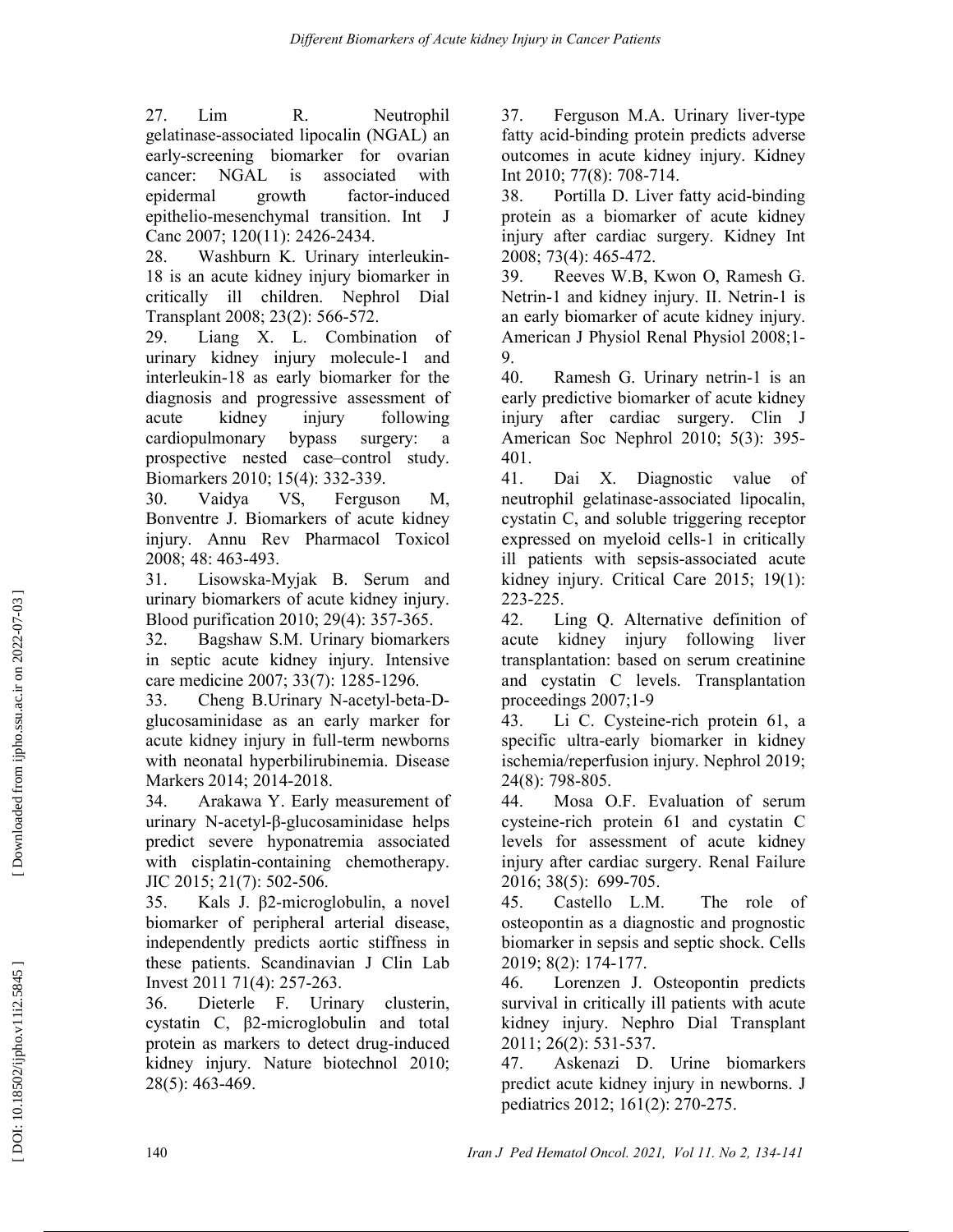27. Lim R. Neutrophil gelatinase-associated lipocalin (NGAL) an early-screening biomarker for ovarian cancer: NGAL is associated with epidermal growth factor-induced epithelio-mesenchymal transition. Int J Canc 2007; 120(11): 2426-2434.

28. Washburn K. Urinary interleukin-18 is an acute kidney injury biomarker in critically ill children. Nephrol Dial Transplant 2008; 23(2): 566-572.

29. Liang X. L. Combination of urinary kidney injury molecule-1 and interleukin-18 as early biomarker for the diagnosis and progressive assessment of acute kidney injury following cardiopulmonary bypass surgery: a prospective nested case–control study. Biomarkers 2010; 15(4): 332-339.

30. Vaidya VS, Ferguson M, Bonventre J. Biomarkers of acute kidney injury. Annu Rev Pharmacol Toxicol 2008; 48: 463-493.

31. Lisowska-Myjak B. Serum and urinary biomarkers of acute kidney injury. Blood purification 2010; 29(4): 357-365.

32. Bagshaw S.M. Urinary biomarkers in septic acute kidney injury. Intensive care medicine 2007; 33(7): 1285-1296.

33. Cheng B.Urinary N-acetyl-beta-D-glucosaminidase as an early marker for acute kidney injury in full-term newborns with neonatal hyperbilirubinemia. Disease Markers 2014; 2014-2018.

34. Arakawa Y. Early measurement of urinary N-acetyl-β-glucosaminidase helps predict severe hyponatremia associated with cisplatin-containing chemotherapy. JIC 2015; 21(7): 502-506.

35. Kals J. β2-microglobulin, a novel biomarker of peripheral arterial disease, independently predicts aortic stiffness in these patients. Scandinavian J Clin Lab Invest 2011 71(4): 257-263.

36. Dieterle F. Urinary clusterin, cystatin C, β2-microglobulin and total protein as markers to detect drug-induced kidney injury. Nature biotechnol 2010; 28(5): 463-469.

37. Ferguson M.A. Urinary liver-type fatty acid-binding protein predicts adverse outcomes in acute kidney injury. Kidney Int 2010; 77(8): 708-714.

38. Portilla D. Liver fatty acid-binding protein as a biomarker of acute kidney injury after cardiac surgery. Kidney Int 2008; 73(4): 465-472.

39. Reeves W.B, Kwon O, Ramesh G. Netrin-1 and kidney injury. II. Netrin-1 is an early biomarker of acute kidney injury. American J Physiol Renal Physiol 2008;1-9.

40. Ramesh G. Urinary netrin-1 is an early predictive biomarker of acute kidney injury after cardiac surgery. Clin J American Soc Nephrol 2010; 5(3): 395-401.

41. Dai X. Diagnostic value of neutrophil gelatinase-associated lipocalin, cystatin C, and soluble triggering receptor expressed on myeloid cells-1 in critically ill patients with sepsis-associated acute kidney injury. Critical Care 2015; 19(1): 223-225.

42. Ling Q. Alternative definition of acute kidney injury following liver transplantation: based on serum creatinine and cystatin C levels. Transplantation proceedings 2007;1-9

43. Li C. Cysteine-rich protein 61, a specific ultra-early biomarker in kidney ischemia/reperfusion injury. Nephrol 2019; 24(8): 798-805.

44. Mosa O.F. Evaluation of serum cysteine-rich protein 61 and cystatin C levels for assessment of acute kidney injury after cardiac surgery. Renal Failure 2016; 38(5): 699-705.

45. Castello L.M. The role of osteopontin as a diagnostic and prognostic biomarker in sepsis and septic shock. Cells 2019; 8(2): 174-177.

46. Lorenzen J. Osteopontin predicts survival in critically ill patients with acute kidney injury. Nephro Dial Transplant 2011; 26(2): 531-537.

47. Askenazi D. Urine biomarkers predict acute kidney injury in newborns. J pediatrics 2012; 161(2): 270-275.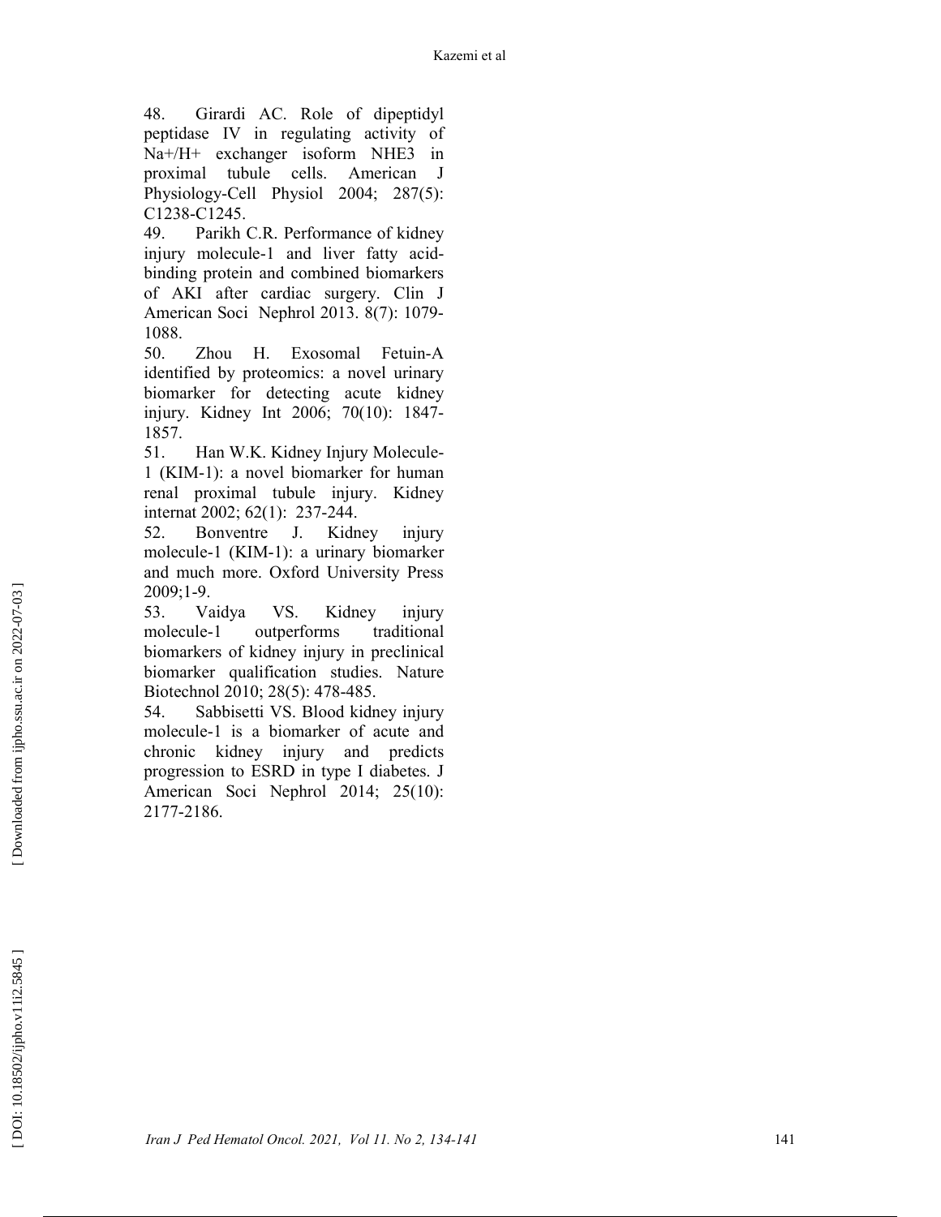48. Girardi AC. Role of dipeptidyl peptidase IV in regulating activity of Na+/H+ exchanger isoform NHE3 in proximal tubule cells. American J Physiology-Cell Physiol 2004; 287(5): C1238-C1245.

49. Parikh C.R. Performance of kidney injury molecule-1 and liver fatty acid-binding protein and combined biomarkers of AKI after cardiac surgery. Clin J American Soci Nephrol 2013. 8(7): 1079-1088.

50. Zhou H. Exosomal Fetuin-A identified by proteomics: a novel urinary biomarker for detecting acute kidney injury. Kidney Int 2006; 70(10): 1847-1857.

51. Han W.K. Kidney Injury Molecule-1 (KIM-1): a novel biomarker for human renal proximal tubule injury. Kidney internat 2002; 62(1): 237-244.

52. Bonventre J. Kidney injury molecule-1 (KIM-1): a urinary biomarker and much more. Oxford University Press 2009;1-9.

53. Vaidya VS. Kidney injury molecule-1 outperforms traditional biomarkers of kidney injury in preclinical biomarker qualification studies. Nature Biotechnol 2010; 28(5): 478-485.

54. Sabbisetti VS. Blood kidney injury molecule-1 is a biomarker of acute and chronic kidney injury and predicts progression to ESRD in type I diabetes. J American Soci Nephrol 2014; 25(10): 2177-2186.